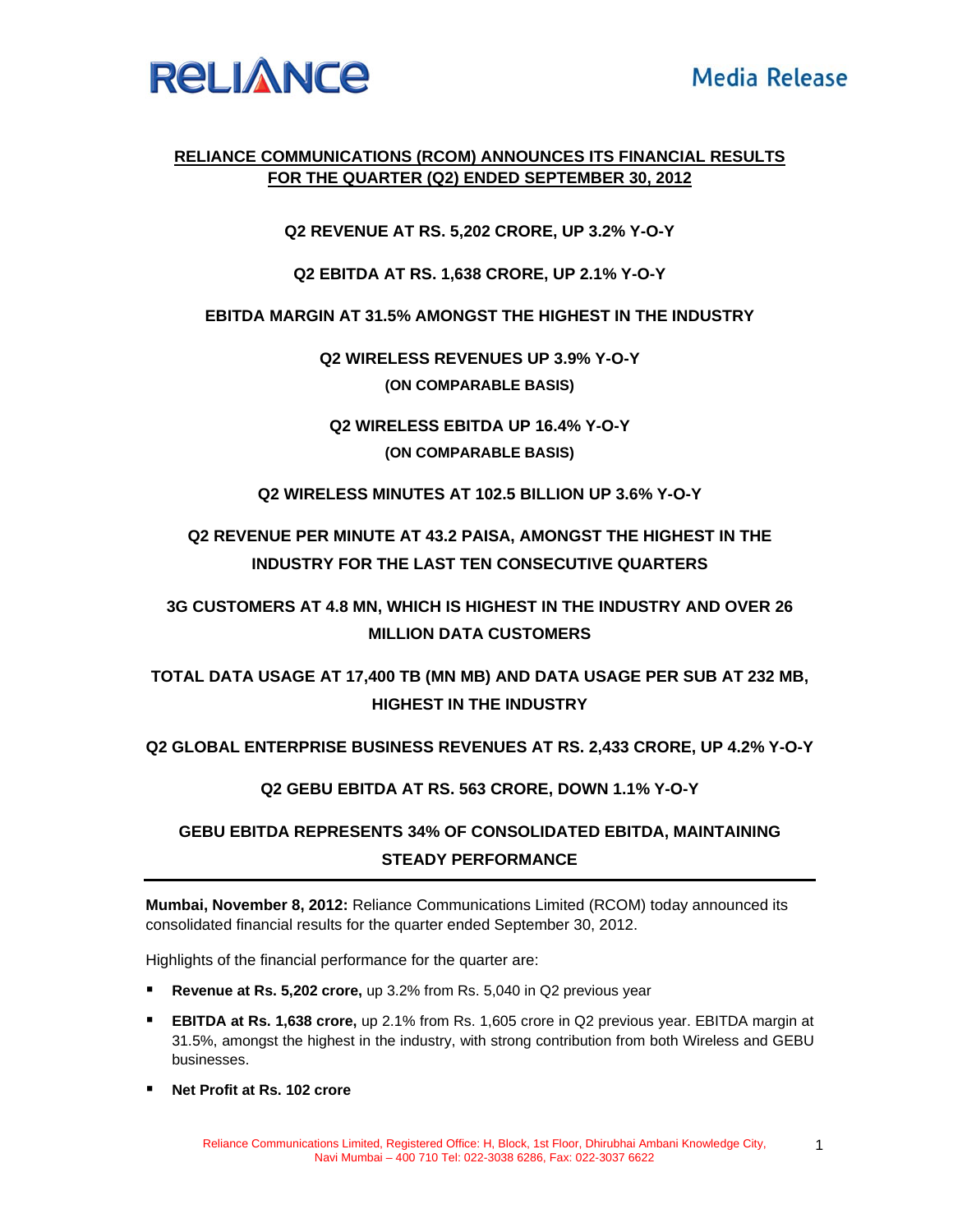RELIANCE

Media Release

## RELIANCE COMMUNICATIONS (RCOM) ANNOUNCES ITS FINANCIAL RESULTS FOR THE QUARTER (Q2) ENDED SEPTEMBER 30, 2012

**Q2 REVENUE AT RS. 5,202 CRORE, UP 3.2% Y-O-Y**

**Q2 EBITDA AT RS. 1,638 CRORE, UP 2.1% Y-O-Y**

**EBITDA MARGIN AT 31.5% AMONGST THE HIGHEST IN THE INDUSTRY**

**Q2 WIRELESS REVENUES UP 3.9% Y-O-Y**
**(ON COMPARABLE BASIS)**

**Q2 WIRELESS EBITDA UP 16.4% Y-O-Y**
**(ON COMPARABLE BASIS)**

**Q2 WIRELESS MINUTES AT 102.5 BILLION UP 3.6% Y-O-Y**

**Q2 REVENUE PER MINUTE AT 43.2 PAISA, AMONGST THE HIGHEST IN THE INDUSTRY FOR THE LAST TEN CONSECUTIVE QUARTERS**

**3G CUSTOMERS AT 4.8 MN, WHICH IS HIGHEST IN THE INDUSTRY AND OVER 26 MILLION DATA CUSTOMERS**

**TOTAL DATA USAGE AT 17,400 TB (MN MB) AND DATA USAGE PER SUB AT 232 MB, HIGHEST IN THE INDUSTRY**

**Q2 GLOBAL ENTERPRISE BUSINESS REVENUES AT RS. 2,433 CRORE, UP 4.2% Y-O-Y**

**Q2 GEBU EBITDA AT RS. 563 CRORE, DOWN 1.1% Y-O-Y**

**GEBU EBITDA REPRESENTS 34% OF CONSOLIDATED EBITDA, MAINTAINING STEADY PERFORMANCE**

---

**Mumbai, November 8, 2012:** Reliance Communications Limited (RCOM) today announced its consolidated financial results for the quarter ended September 30, 2012.

Highlights of the financial performance for the quarter are:

- **Revenue at Rs. 5,202 crore,** up 3.2% from Rs. 5,040 in Q2 previous year
- **EBITDA at Rs. 1,638 crore,** up 2.1% from Rs. 1,605 crore in Q2 previous year. EBITDA margin at 31.5%, amongst the highest in the industry, with strong contribution from both Wireless and GEBU businesses.
- **Net Profit at Rs. 102 crore**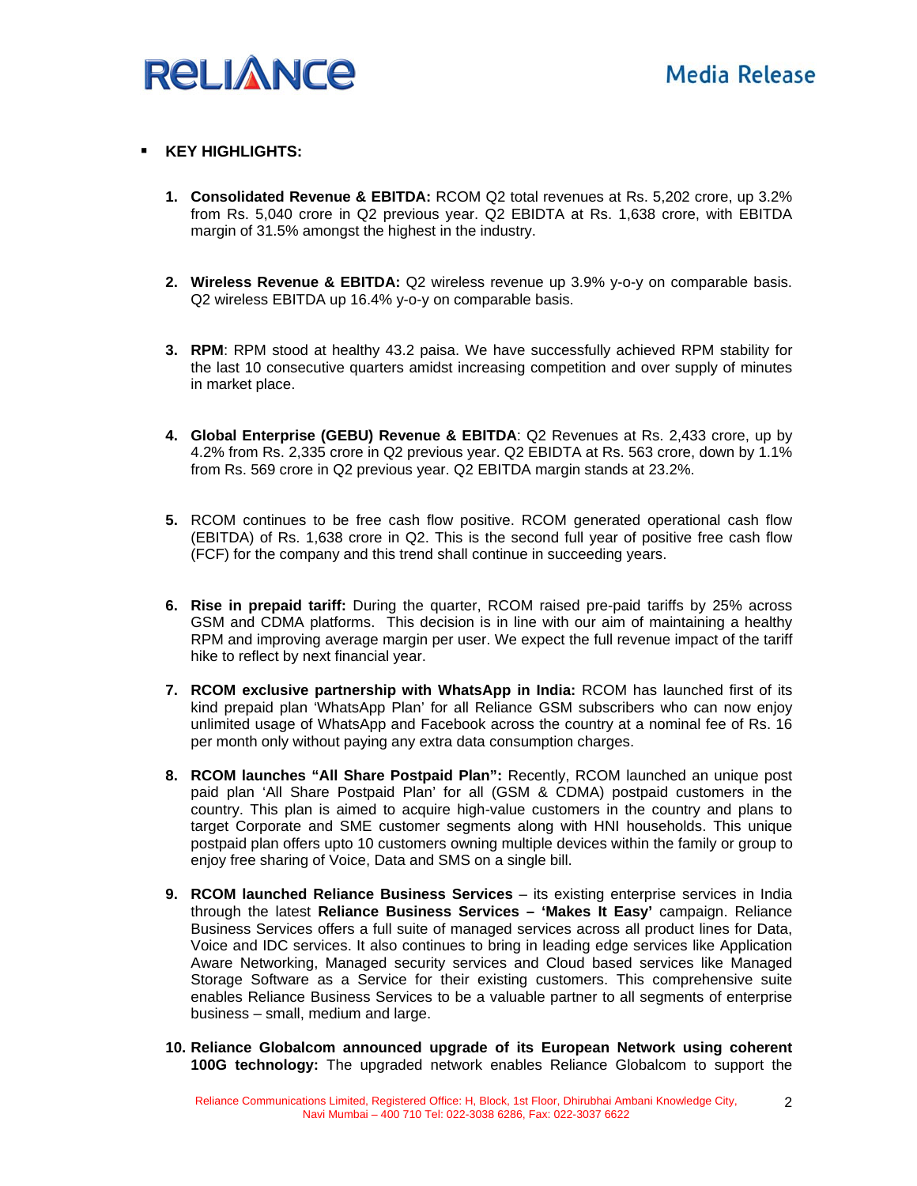- **KEY HIGHLIGHTS:**

1. **Consolidated Revenue & EBITDA:** RCOM Q2 total revenues at Rs. 5,202 crore, up 3.2% from Rs. 5,040 crore in Q2 previous year. Q2 EBIDTA at Rs. 1,638 crore, with EBITDA margin of 31.5% amongst the highest in the industry.

2. **Wireless Revenue & EBITDA:** Q2 wireless revenue up 3.9% y-o-y on comparable basis. Q2 wireless EBITDA up 16.4% y-o-y on comparable basis.

3. **RPM**: RPM stood at healthy 43.2 paisa. We have successfully achieved RPM stability for the last 10 consecutive quarters amidst increasing competition and over supply of minutes in market place.

4. **Global Enterprise (GEBU) Revenue & EBITDA**: Q2 Revenues at Rs. 2,433 crore, up by 4.2% from Rs. 2,335 crore in Q2 previous year. Q2 EBIDTA at Rs. 563 crore, down by 1.1% from Rs. 569 crore in Q2 previous year. Q2 EBITDA margin stands at 23.2%.

5. RCOM continues to be free cash flow positive. RCOM generated operational cash flow (EBITDA) of Rs. 1,638 crore in Q2. This is the second full year of positive free cash flow (FCF) for the company and this trend shall continue in succeeding years.

6. **Rise in prepaid tariff:** During the quarter, RCOM raised pre-paid tariffs by 25% across GSM and CDMA platforms. This decision is in line with our aim of maintaining a healthy RPM and improving average margin per user. We expect the full revenue impact of the tariff hike to reflect by next financial year.

7. **RCOM exclusive partnership with WhatsApp in India:** RCOM has launched first of its kind prepaid plan 'WhatsApp Plan' for all Reliance GSM subscribers who can now enjoy unlimited usage of WhatsApp and Facebook across the country at a nominal fee of Rs. 16 per month only without paying any extra data consumption charges.

8. **RCOM launches "All Share Postpaid Plan":** Recently, RCOM launched an unique post paid plan 'All Share Postpaid Plan' for all (GSM & CDMA) postpaid customers in the country. This plan is aimed to acquire high-value customers in the country and plans to target Corporate and SME customer segments along with HNI households. This unique postpaid plan offers upto 10 customers owning multiple devices within the family or group to enjoy free sharing of Voice, Data and SMS on a single bill.

9. **RCOM launched Reliance Business Services** – its existing enterprise services in India through the latest **Reliance Business Services – 'Makes It Easy'** campaign. Reliance Business Services offers a full suite of managed services across all product lines for Data, Voice and IDC services. It also continues to bring in leading edge services like Application Aware Networking, Managed security services and Cloud based services like Managed Storage Software as a Service for their existing customers. This comprehensive suite enables Reliance Business Services to be a valuable partner to all segments of enterprise business – small, medium and large.

10. **Reliance Globalcom announced upgrade of its European Network using coherent 100G technology:** The upgraded network enables Reliance Globalcom to support the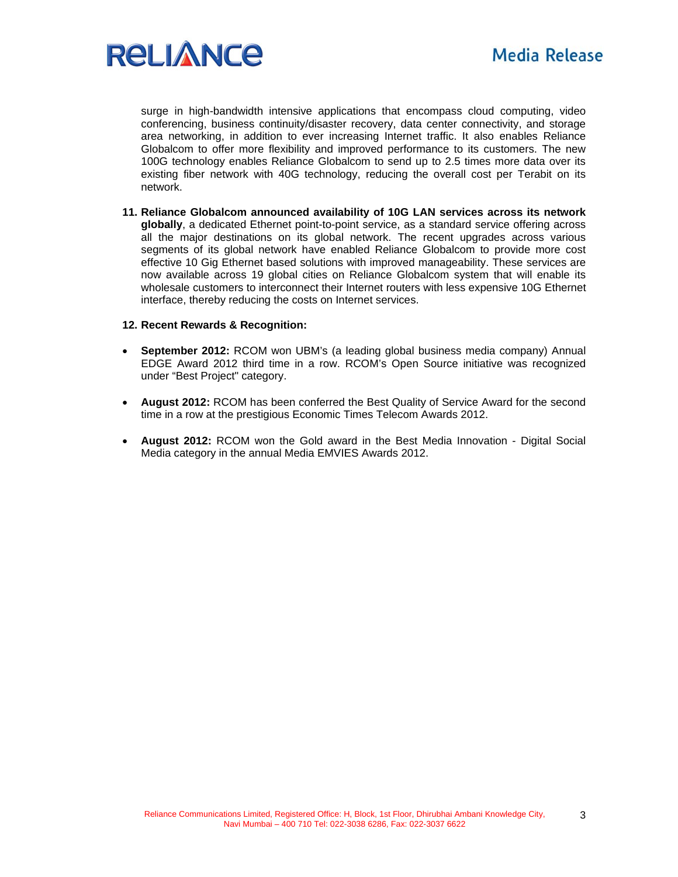surge in high-bandwidth intensive applications that encompass cloud computing, video conferencing, business continuity/disaster recovery, data center connectivity, and storage area networking, in addition to ever increasing Internet traffic. It also enables Reliance Globalcom to offer more flexibility and improved performance to its customers. The new 100G technology enables Reliance Globalcom to send up to 2.5 times more data over its existing fiber network with 40G technology, reducing the overall cost per Terabit on its network.

11. **Reliance Globalcom announced availability of 10G LAN services across its network globally**, a dedicated Ethernet point-to-point service, as a standard service offering across all the major destinations on its global network. The recent upgrades across various segments of its global network have enabled Reliance Globalcom to provide more cost effective 10 Gig Ethernet based solutions with improved manageability. These services are now available across 19 global cities on Reliance Globalcom system that will enable its wholesale customers to interconnect their Internet routers with less expensive 10G Ethernet interface, thereby reducing the costs on Internet services.

12. **Recent Rewards & Recognition:**

- **September 2012:** RCOM won UBM's (a leading global business media company) Annual EDGE Award 2012 third time in a row. RCOM's Open Source initiative was recognized under "Best Project" category.

- **August 2012:** RCOM has been conferred the Best Quality of Service Award for the second time in a row at the prestigious Economic Times Telecom Awards 2012.

- **August 2012:** RCOM won the Gold award in the Best Media Innovation - Digital Social Media category in the annual Media EMVIES Awards 2012.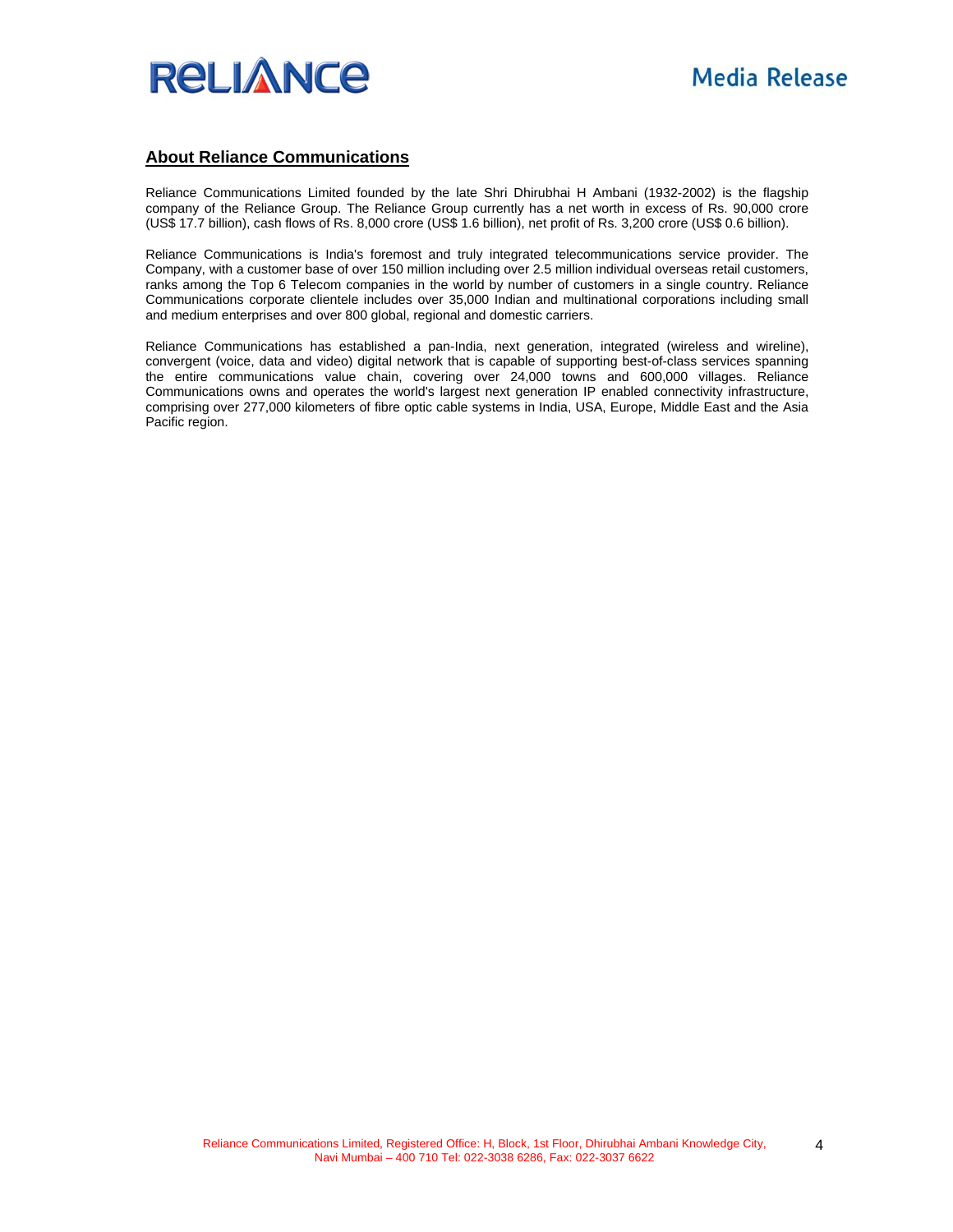## About Reliance Communications

Reliance Communications Limited founded by the late Shri Dhirubhai H Ambani (1932-2002) is the flagship company of the Reliance Group. The Reliance Group currently has a net worth in excess of Rs. 90,000 crore (US$ 17.7 billion), cash flows of Rs. 8,000 crore (US$ 1.6 billion), net profit of Rs. 3,200 crore (US$ 0.6 billion).

Reliance Communications is India's foremost and truly integrated telecommunications service provider. The Company, with a customer base of over 150 million including over 2.5 million individual overseas retail customers, ranks among the Top 6 Telecom companies in the world by number of customers in a single country. Reliance Communications corporate clientele includes over 35,000 Indian and multinational corporations including small and medium enterprises and over 800 global, regional and domestic carriers.

Reliance Communications has established a pan-India, next generation, integrated (wireless and wireline), convergent (voice, data and video) digital network that is capable of supporting best-of-class services spanning the entire communications value chain, covering over 24,000 towns and 600,000 villages. Reliance Communications owns and operates the world's largest next generation IP enabled connectivity infrastructure, comprising over 277,000 kilometers of fibre optic cable systems in India, USA, Europe, Middle East and the Asia Pacific region.

Reliance Communications Limited, Registered Office: H, Block, 1st Floor, Dhirubhai Ambani Knowledge City, Navi Mumbai – 400 710 Tel: 022-3038 6286, Fax: 022-3037 6622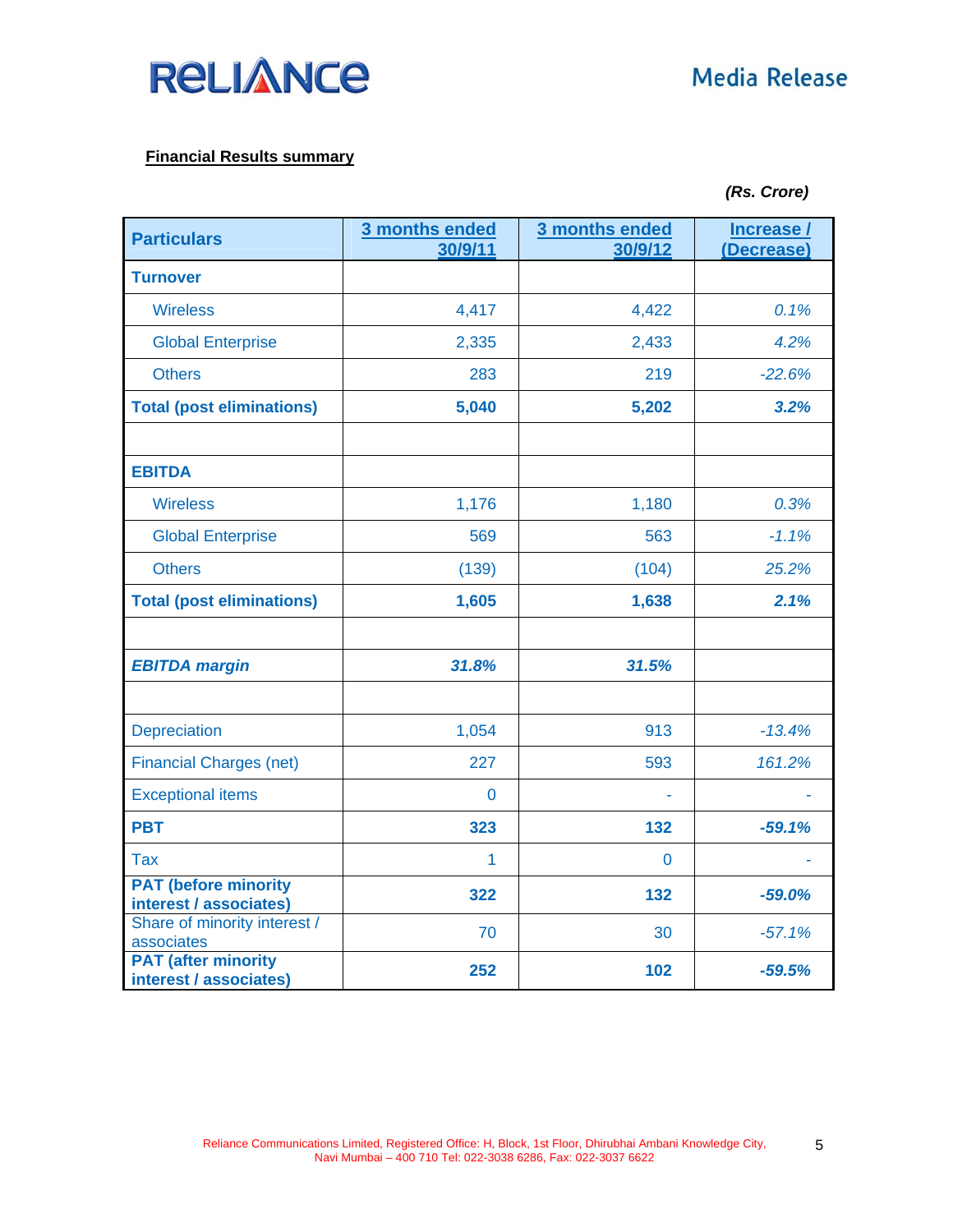**Financial Results summary**

*(Rs. Crore)*

| Particulars | 3 months ended 30/9/11 | 3 months ended 30/9/12 | Increase / (Decrease) |
|---|---|---|---|
| **Turnover** | | | |
| Wireless | 4,417 | 4,422 | *0.1%* |
| Global Enterprise | 2,335 | 2,433 | *4.2%* |
| Others | 283 | 219 | *-22.6%* |
| **Total (post eliminations)** | **5,040** | **5,202** | ***3.2%*** |
| | | | |
| **EBITDA** | | | |
| Wireless | 1,176 | 1,180 | *0.3%* |
| Global Enterprise | 569 | 563 | *-1.1%* |
| Others | (139) | (104) | *25.2%* |
| **Total (post eliminations)** | **1,605** | **1,638** | ***2.1%*** |
| | | | |
| ***EBITDA margin*** | ***31.8%*** | ***31.5%*** | |
| | | | |
| Depreciation | 1,054 | 913 | *-13.4%* |
| Financial Charges (net) | 227 | 593 | *161.2%* |
| Exceptional items | 0 | - | - |
| **PBT** | **323** | **132** | ***-59.1%*** |
| Tax | 1 | 0 | - |
| **PAT (before minority interest / associates)** | **322** | **132** | ***-59.0%*** |
| Share of minority interest / associates | 70 | 30 | *-57.1%* |
| **PAT (after minority interest / associates)** | **252** | **102** | ***-59.5%*** |

Reliance Communications Limited, Registered Office: H, Block, 1st Floor, Dhirubhai Ambani Knowledge City, Navi Mumbai – 400 710 Tel: 022-3038 6286, Fax: 022-3037 6622